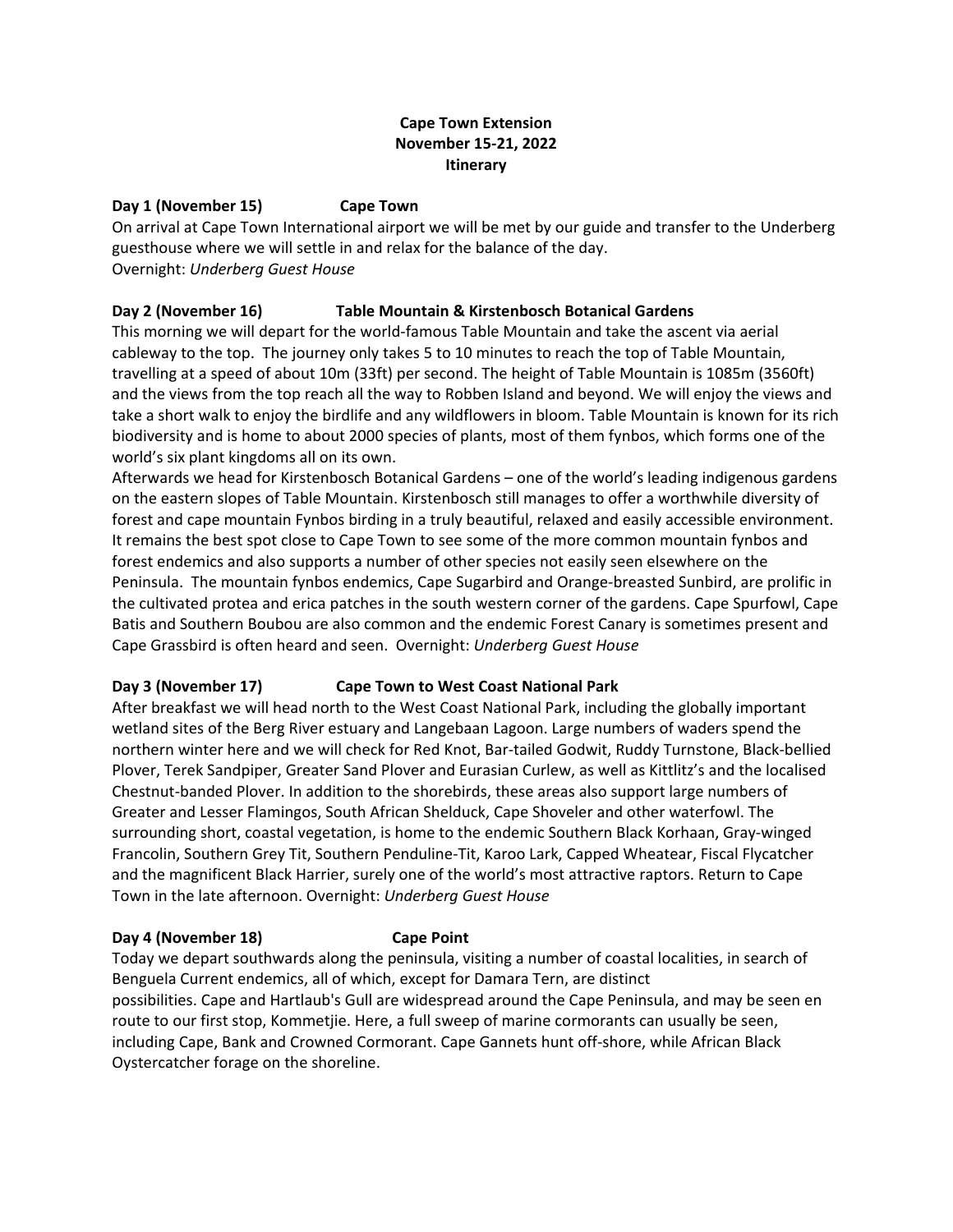# Cape Town Extension
# November 15-21, 2022
# Itinerary

**Day 1 (November 15) Cape Town**

On arrival at Cape Town International airport we will be met by our guide and transfer to the Underberg guesthouse where we will settle in and relax for the balance of the day.
Overnight: *Underberg Guest House*

**Day 2 (November 16) Table Mountain & Kirstenbosch Botanical Gardens**

This morning we will depart for the world-famous Table Mountain and take the ascent via aerial cableway to the top. The journey only takes 5 to 10 minutes to reach the top of Table Mountain, travelling at a speed of about 10m (33ft) per second. The height of Table Mountain is 1085m (3560ft) and the views from the top reach all the way to Robben Island and beyond. We will enjoy the views and take a short walk to enjoy the birdlife and any wildflowers in bloom. Table Mountain is known for its rich biodiversity and is home to about 2000 species of plants, most of them fynbos, which forms one of the world's six plant kingdoms all on its own.
Afterwards we head for Kirstenbosch Botanical Gardens – one of the world's leading indigenous gardens on the eastern slopes of Table Mountain. Kirstenbosch still manages to offer a worthwhile diversity of forest and cape mountain Fynbos birding in a truly beautiful, relaxed and easily accessible environment. It remains the best spot close to Cape Town to see some of the more common mountain fynbos and forest endemics and also supports a number of other species not easily seen elsewhere on the Peninsula. The mountain fynbos endemics, Cape Sugarbird and Orange-breasted Sunbird, are prolific in the cultivated protea and erica patches in the south western corner of the gardens. Cape Spurfowl, Cape Batis and Southern Boubou are also common and the endemic Forest Canary is sometimes present and Cape Grassbird is often heard and seen. Overnight: *Underberg Guest House*

**Day 3 (November 17) Cape Town to West Coast National Park**

After breakfast we will head north to the West Coast National Park, including the globally important wetland sites of the Berg River estuary and Langebaan Lagoon. Large numbers of waders spend the northern winter here and we will check for Red Knot, Bar-tailed Godwit, Ruddy Turnstone, Black-bellied Plover, Terek Sandpiper, Greater Sand Plover and Eurasian Curlew, as well as Kittlitz's and the localised Chestnut-banded Plover. In addition to the shorebirds, these areas also support large numbers of Greater and Lesser Flamingos, South African Shelduck, Cape Shoveler and other waterfowl. The surrounding short, coastal vegetation, is home to the endemic Southern Black Korhaan, Gray-winged Francolin, Southern Grey Tit, Southern Penduline-Tit, Karoo Lark, Capped Wheatear, Fiscal Flycatcher and the magnificent Black Harrier, surely one of the world's most attractive raptors. Return to Cape Town in the late afternoon. Overnight: *Underberg Guest House*

**Day 4 (November 18) Cape Point**

Today we depart southwards along the peninsula, visiting a number of coastal localities, in search of Benguela Current endemics, all of which, except for Damara Tern, are distinct possibilities. Cape and Hartlaub's Gull are widespread around the Cape Peninsula, and may be seen en route to our first stop, Kommetjie. Here, a full sweep of marine cormorants can usually be seen, including Cape, Bank and Crowned Cormorant. Cape Gannets hunt off-shore, while African Black Oystercatcher forage on the shoreline.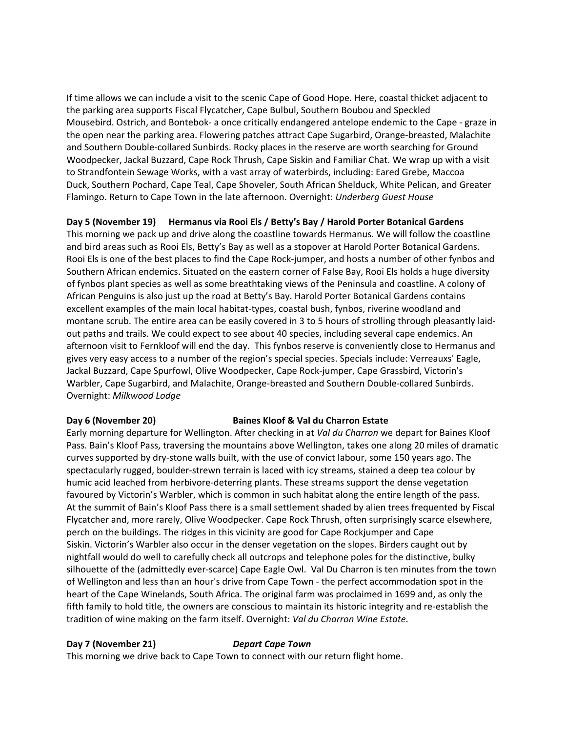If time allows we can include a visit to the scenic Cape of Good Hope. Here, coastal thicket adjacent to the parking area supports Fiscal Flycatcher, Cape Bulbul, Southern Boubou and Speckled Mousebird. Ostrich, and Bontebok- a once critically endangered antelope endemic to the Cape - graze in the open near the parking area. Flowering patches attract Cape Sugarbird, Orange-breasted, Malachite and Southern Double-collared Sunbirds. Rocky places in the reserve are worth searching for Ground Woodpecker, Jackal Buzzard, Cape Rock Thrush, Cape Siskin and Familiar Chat. We wrap up with a visit to Strandfontein Sewage Works, with a vast array of waterbirds, including: Eared Grebe, Maccoa Duck, Southern Pochard, Cape Teal, Cape Shoveler, South African Shelduck, White Pelican, and Greater Flamingo. Return to Cape Town in the late afternoon. Overnight: *Underberg Guest House*

**Day 5 (November 19)  Hermanus via Rooi Els / Betty's Bay / Harold Porter Botanical Gardens**

This morning we pack up and drive along the coastline towards Hermanus. We will follow the coastline and bird areas such as Rooi Els, Betty's Bay as well as a stopover at Harold Porter Botanical Gardens. Rooi Els is one of the best places to find the Cape Rock-jumper, and hosts a number of other fynbos and Southern African endemics. Situated on the eastern corner of False Bay, Rooi Els holds a huge diversity of fynbos plant species as well as some breathtaking views of the Peninsula and coastline. A colony of African Penguins is also just up the road at Betty's Bay. Harold Porter Botanical Gardens contains excellent examples of the main local habitat-types, coastal bush, fynbos, riverine woodland and montane scrub. The entire area can be easily covered in 3 to 5 hours of strolling through pleasantly laid-out paths and trails. We could expect to see about 40 species, including several cape endemics. An afternoon visit to Fernkloof will end the day. This fynbos reserve is conveniently close to Hermanus and gives very easy access to a number of the region's special species. Specials include: Verreauxs' Eagle, Jackal Buzzard, Cape Spurfowl, Olive Woodpecker, Cape Rock-jumper, Cape Grassbird, Victorin's Warbler, Cape Sugarbird, and Malachite, Orange-breasted and Southern Double-collared Sunbirds. Overnight: *Milkwood Lodge*

**Day 6 (November 20)  Baines Kloof & Val du Charron Estate**

Early morning departure for Wellington. After checking in at *Val du Charron* we depart for Baines Kloof Pass. Bain's Kloof Pass, traversing the mountains above Wellington, takes one along 20 miles of dramatic curves supported by dry-stone walls built, with the use of convict labour, some 150 years ago. The spectacularly rugged, boulder-strewn terrain is laced with icy streams, stained a deep tea colour by humic acid leached from herbivore-deterring plants. These streams support the dense vegetation favoured by Victorin's Warbler, which is common in such habitat along the entire length of the pass. At the summit of Bain's Kloof Pass there is a small settlement shaded by alien trees frequented by Fiscal Flycatcher and, more rarely, Olive Woodpecker. Cape Rock Thrush, often surprisingly scarce elsewhere, perch on the buildings. The ridges in this vicinity are good for Cape Rockjumper and Cape Siskin. Victorin's Warbler also occur in the denser vegetation on the slopes. Birders caught out by nightfall would do well to carefully check all outcrops and telephone poles for the distinctive, bulky silhouette of the (admittedly ever-scarce) Cape Eagle Owl. Val Du Charron is ten minutes from the town of Wellington and less than an hour's drive from Cape Town - the perfect accommodation spot in the heart of the Cape Winelands, South Africa. The original farm was proclaimed in 1699 and, as only the fifth family to hold title, the owners are conscious to maintain its historic integrity and re-establish the tradition of wine making on the farm itself. Overnight: *Val du Charron Wine Estate*.

**Day 7 (November 21)  *Depart Cape Town***

This morning we drive back to Cape Town to connect with our return flight home.